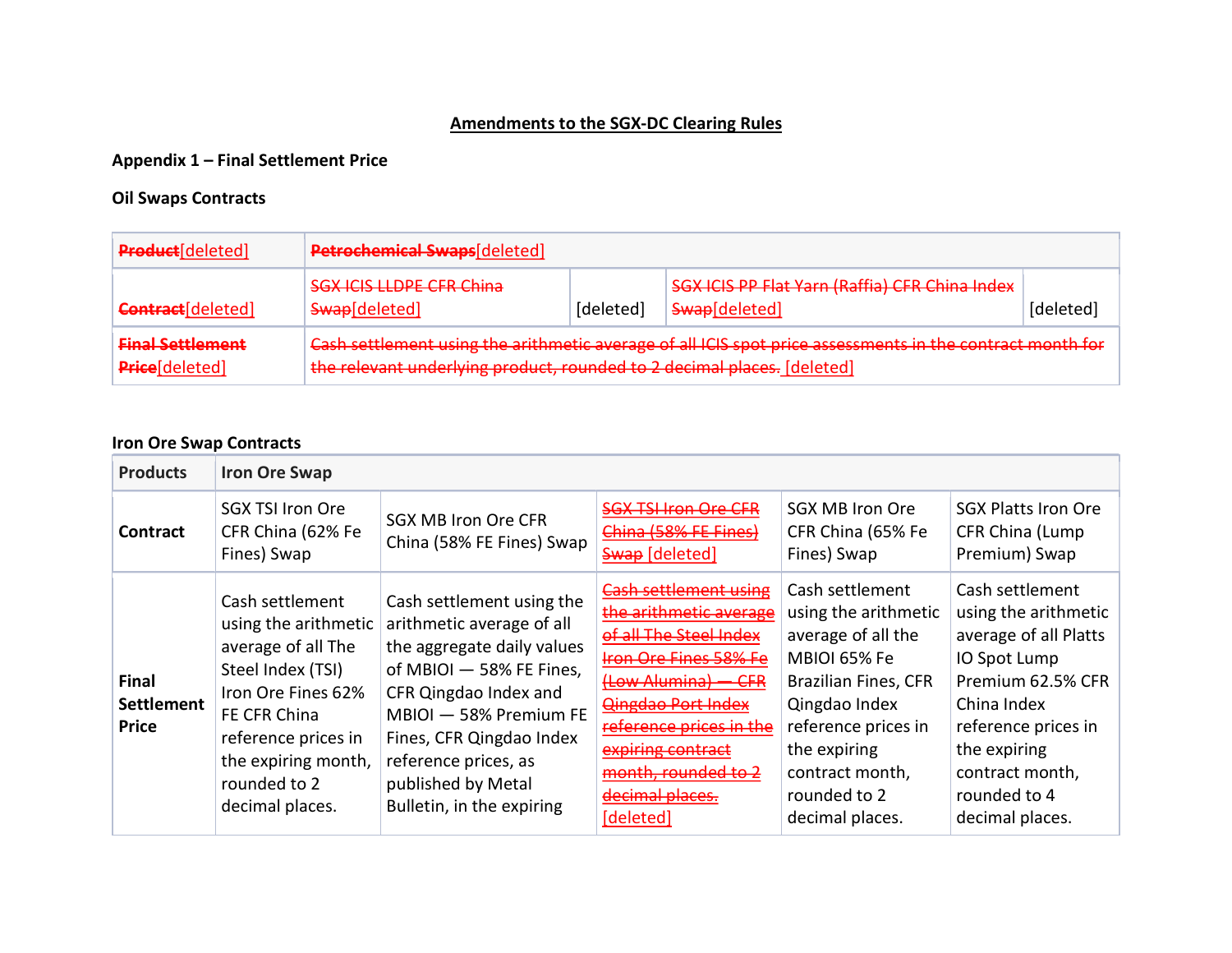## Amendments to the SGX-DC Clearing Rules

**Appendix 1 – Final Settlement Price**

**Oil Swaps Contracts**

| ~~**Product**~~[deleted] | ~~**Petrochemical Swaps**~~[deleted] | | | |
|---|---|---|---|---|
| ~~**Contract**~~[deleted] | ~~SGX ICIS LLDPE CFR China Swap~~[deleted] | [deleted] | ~~SGX ICIS PP Flat Yarn (Raffia) CFR China Index Swap~~[deleted] | [deleted] |
| ~~**Final Settlement Price**~~[deleted] | ~~Cash settlement using the arithmetic average of all ICIS spot price assessments in the contract month for the relevant underlying product, rounded to 2 decimal places.~~ [deleted] | | | |

**Iron Ore Swap Contracts**

| **Products** | **Iron Ore Swap** | | | | |
|---|---|---|---|---|---|
| **Contract** | SGX TSI Iron Ore CFR China (62% Fe Fines) Swap | SGX MB Iron Ore CFR China (58% FE Fines) Swap | ~~SGX TSI Iron Ore CFR China (58% FE Fines) Swap~~ [deleted] | SGX MB Iron Ore CFR China (65% Fe Fines) Swap | SGX Platts Iron Ore CFR China (Lump Premium) Swap |
| **Final Settlement Price** | Cash settlement using the arithmetic average of all The Steel Index (TSI) Iron Ore Fines 62% FE CFR China reference prices in the expiring month, rounded to 2 decimal places. | Cash settlement using the arithmetic average of all the aggregate daily values of MBIOI — 58% FE Fines, CFR Qingdao Index and MBIOI — 58% Premium FE Fines, CFR Qingdao Index reference prices, as published by Metal Bulletin, in the expiring | ~~Cash settlement using the arithmetic average of all The Steel Index Iron Ore Fines 58% Fe (Low Alumina) — CFR Qingdao Port Index reference prices in the expiring contract month, rounded to 2 decimal places.~~ [deleted] | Cash settlement using the arithmetic average of all the MBIOI 65% Fe Brazilian Fines, CFR Qingdao Index reference prices in the expiring contract month, rounded to 2 decimal places. | Cash settlement using the arithmetic average of all Platts IO Spot Lump Premium 62.5% CFR China Index reference prices in the expiring contract month, rounded to 4 decimal places. |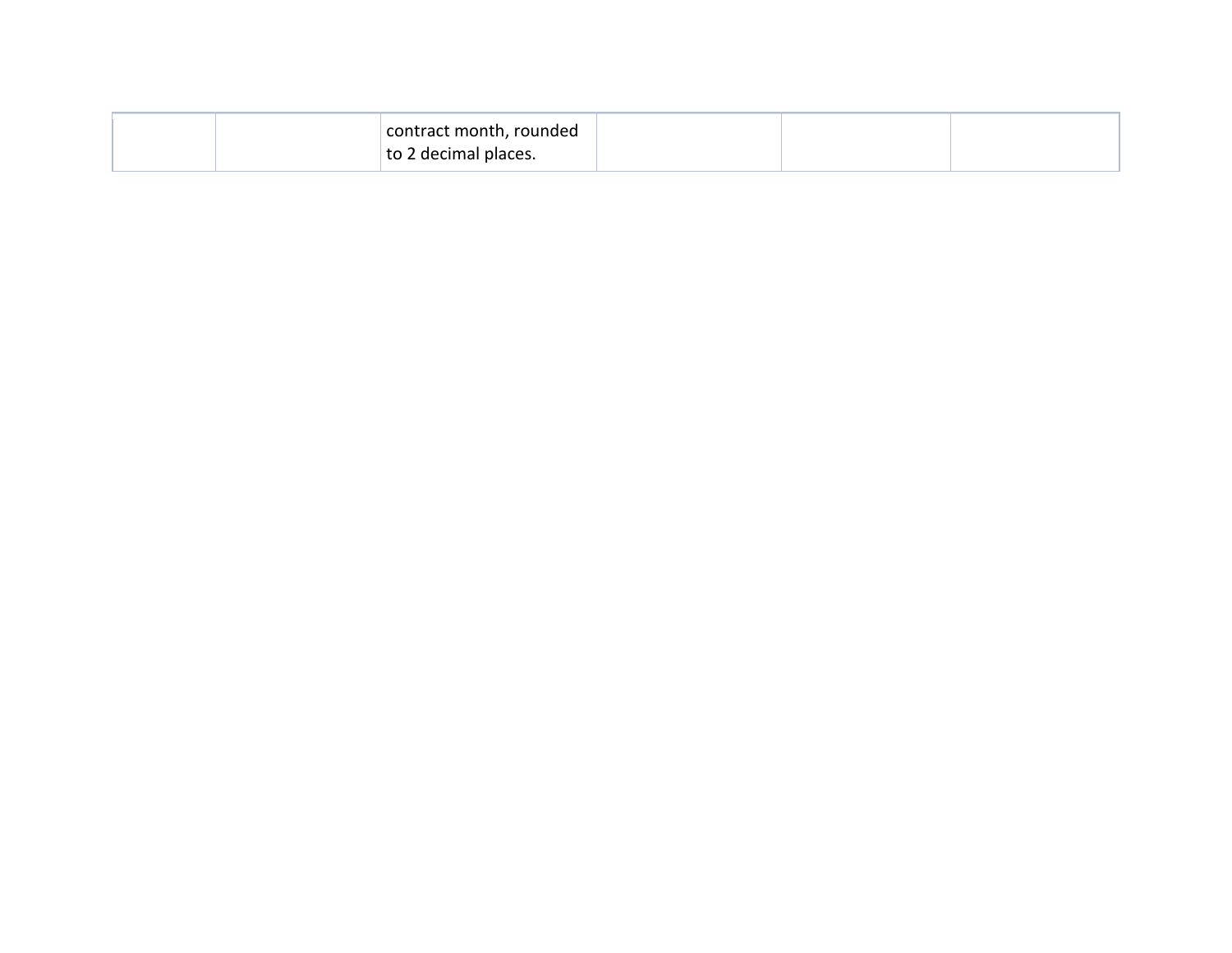| | | | | | |
|---|---|---|---|---|---|
| | | contract month, rounded to 2 decimal places. | | | |